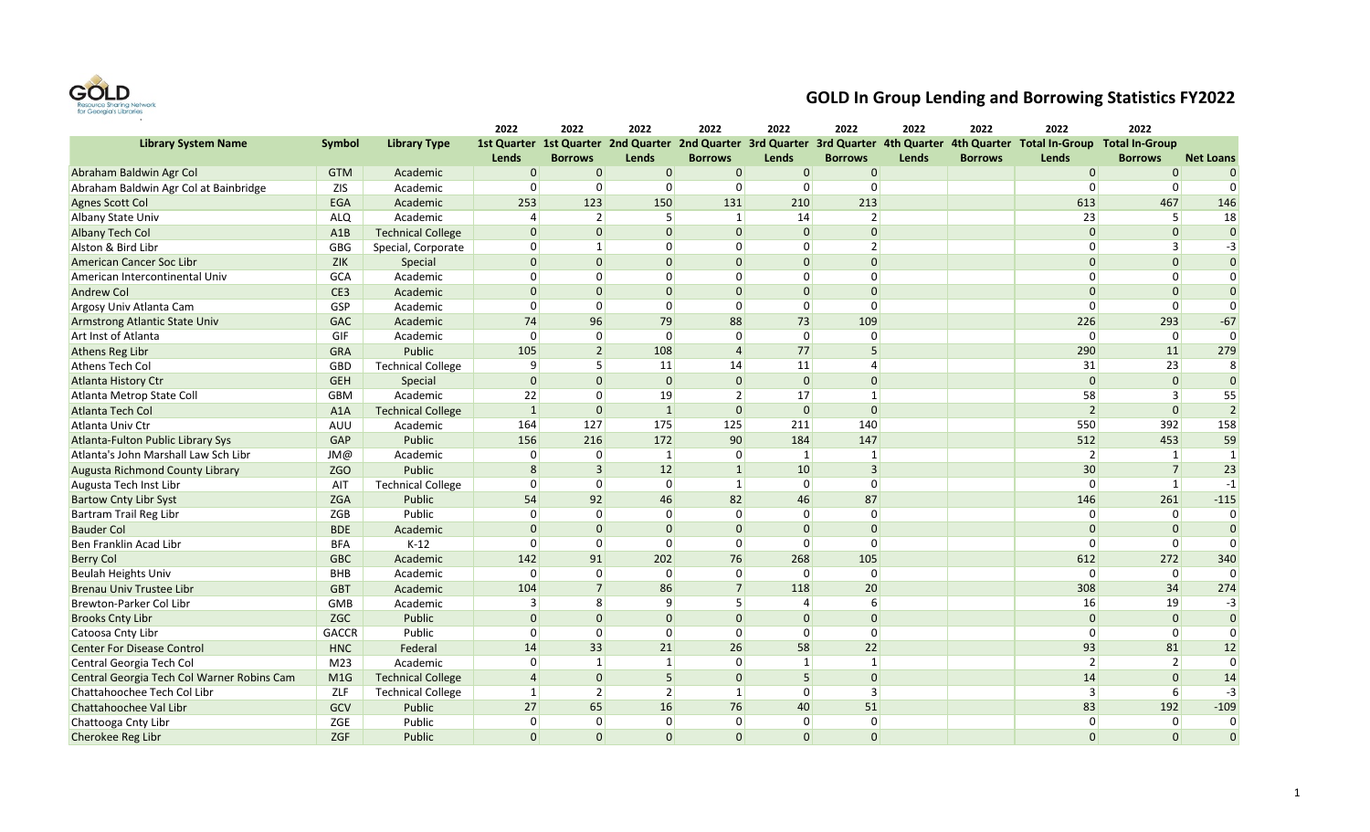# GOLD In Group Lending and Borrowing Statistics FY2022

| Library System Name | Symbol | Library Type | 2022 1st Quarter Lends | 2022 1st Quarter Borrows | 2022 2nd Quarter Lends | 2022 2nd Quarter Borrows | 2022 3rd Quarter Lends | 2022 3rd Quarter Borrows | 2022 4th Quarter Lends | 2022 4th Quarter Borrows | 2022 Total In-Group Lends | 2022 Total In-Group Borrows | Net Loans |
|---|---|---|---|---|---|---|---|---|---|---|---|---|---|
| Abraham Baldwin Agr Col | GTM | Academic | 0 | 0 | 0 | 0 | 0 | 0 | | | 0 | 0 | 0 |
| Abraham Baldwin Agr Col at Bainbridge | ZIS | Academic | 0 | 0 | 0 | 0 | 0 | 0 | | | 0 | 0 | 0 |
| Agnes Scott Col | EGA | Academic | 253 | 123 | 150 | 131 | 210 | 213 | | | 613 | 467 | 146 |
| Albany State Univ | ALQ | Academic | 4 | 2 | 5 | 1 | 14 | 2 | | | 23 | 5 | 18 |
| Albany Tech Col | A1B | Technical College | 0 | 0 | 0 | 0 | 0 | 0 | | | 0 | 0 | 0 |
| Alston & Bird Libr | GBG | Special, Corporate | 0 | 1 | 0 | 0 | 0 | 2 | | | 0 | 3 | -3 |
| American Cancer Soc Libr | ZIK | Special | 0 | 0 | 0 | 0 | 0 | 0 | | | 0 | 0 | 0 |
| American Intercontinental Univ | GCA | Academic | 0 | 0 | 0 | 0 | 0 | 0 | | | 0 | 0 | 0 |
| Andrew Col | CE3 | Academic | 0 | 0 | 0 | 0 | 0 | 0 | | | 0 | 0 | 0 |
| Argosy Univ Atlanta Cam | GSP | Academic | 0 | 0 | 0 | 0 | 0 | 0 | | | 0 | 0 | 0 |
| Armstrong Atlantic State Univ | GAC | Academic | 74 | 96 | 79 | 88 | 73 | 109 | | | 226 | 293 | -67 |
| Art Inst of Atlanta | GIF | Academic | 0 | 0 | 0 | 0 | 0 | 0 | | | 0 | 0 | 0 |
| Athens Reg Libr | GRA | Public | 105 | 2 | 108 | 4 | 77 | 5 | | | 290 | 11 | 279 |
| Athens Tech Col | GBD | Technical College | 9 | 5 | 11 | 14 | 11 | 4 | | | 31 | 23 | 8 |
| Atlanta History Ctr | GEH | Special | 0 | 0 | 0 | 0 | 0 | 0 | | | 0 | 0 | 0 |
| Atlanta Metrop State Coll | GBM | Academic | 22 | 0 | 19 | 2 | 17 | 1 | | | 58 | 3 | 55 |
| Atlanta Tech Col | A1A | Technical College | 1 | 0 | 1 | 0 | 0 | 0 | | | 2 | 0 | 2 |
| Atlanta Univ Ctr | AUU | Academic | 164 | 127 | 175 | 125 | 211 | 140 | | | 550 | 392 | 158 |
| Atlanta-Fulton Public Library Sys | GAP | Public | 156 | 216 | 172 | 90 | 184 | 147 | | | 512 | 453 | 59 |
| Atlanta's John Marshall Law Sch Libr | JM@ | Academic | 0 | 0 | 1 | 0 | 1 | 1 | | | 2 | 1 | 1 |
| Augusta Richmond County Library | ZGO | Public | 8 | 3 | 12 | 1 | 10 | 3 | | | 30 | 7 | 23 |
| Augusta Tech Inst Libr | AIT | Technical College | 0 | 0 | 0 | 1 | 0 | 0 | | | 0 | 1 | -1 |
| Bartow Cnty Libr Syst | ZGA | Public | 54 | 92 | 46 | 82 | 46 | 87 | | | 146 | 261 | -115 |
| Bartram Trail Reg Libr | ZGB | Public | 0 | 0 | 0 | 0 | 0 | 0 | | | 0 | 0 | 0 |
| Bauder Col | BDE | Academic | 0 | 0 | 0 | 0 | 0 | 0 | | | 0 | 0 | 0 |
| Ben Franklin Acad Libr | BFA | K-12 | 0 | 0 | 0 | 0 | 0 | 0 | | | 0 | 0 | 0 |
| Berry Col | GBC | Academic | 142 | 91 | 202 | 76 | 268 | 105 | | | 612 | 272 | 340 |
| Beulah Heights Univ | BHB | Academic | 0 | 0 | 0 | 0 | 0 | 0 | | | 0 | 0 | 0 |
| Brenau Univ Trustee Libr | GBT | Academic | 104 | 7 | 86 | 7 | 118 | 20 | | | 308 | 34 | 274 |
| Brewton-Parker Col Libr | GMB | Academic | 3 | 8 | 9 | 5 | 4 | 6 | | | 16 | 19 | -3 |
| Brooks Cnty Libr | ZGC | Public | 0 | 0 | 0 | 0 | 0 | 0 | | | 0 | 0 | 0 |
| Catoosa Cnty Libr | GACCR | Public | 0 | 0 | 0 | 0 | 0 | 0 | | | 0 | 0 | 0 |
| Center For Disease Control | HNC | Federal | 14 | 33 | 21 | 26 | 58 | 22 | | | 93 | 81 | 12 |
| Central Georgia Tech Col | M23 | Academic | 0 | 1 | 1 | 0 | 1 | 1 | | | 2 | 2 | 0 |
| Central Georgia Tech Col Warner Robins Cam | M1G | Technical College | 4 | 0 | 5 | 0 | 5 | 0 | | | 14 | 0 | 14 |
| Chattahoochee Tech Col Libr | ZLF | Technical College | 1 | 2 | 2 | 1 | 0 | 3 | | | 3 | 6 | -3 |
| Chattahoochee Val Libr | GCV | Public | 27 | 65 | 16 | 76 | 40 | 51 | | | 83 | 192 | -109 |
| Chattooga Cnty Libr | ZGE | Public | 0 | 0 | 0 | 0 | 0 | 0 | | | 0 | 0 | 0 |
| Cherokee Reg Libr | ZGF | Public | 0 | 0 | 0 | 0 | 0 | 0 | | | 0 | 0 | 0 |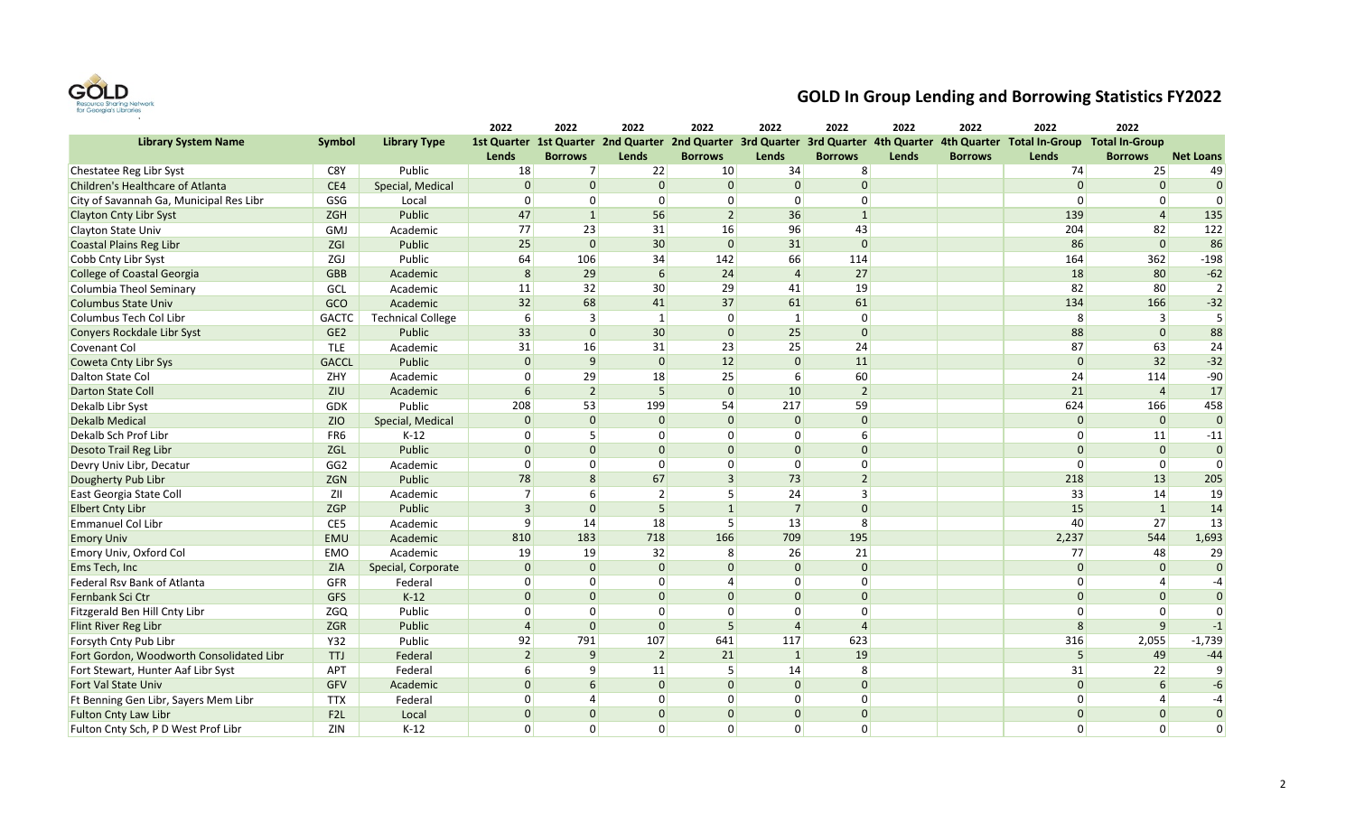# GOLD In Group Lending and Borrowing Statistics FY2022

| Library System Name | Symbol | Library Type | 2022 1st Quarter Lends | 2022 1st Quarter Borrows | 2022 2nd Quarter Lends | 2022 2nd Quarter Borrows | 2022 3rd Quarter Lends | 2022 3rd Quarter Borrows | 2022 4th Quarter Lends | 2022 4th Quarter Borrows | 2022 Total In-Group Lends | 2022 Total In-Group Borrows | Net Loans |
|---|---|---|---|---|---|---|---|---|---|---|---|---|---|
| Chestatee Reg Libr Syst | C8Y | Public | 18 | 7 | 22 | 10 | 34 | 8 | | | 74 | 25 | 49 |
| Children's Healthcare of Atlanta | CE4 | Special, Medical | 0 | 0 | 0 | 0 | 0 | 0 | | | 0 | 0 | 0 |
| City of Savannah Ga, Municipal Res Libr | GSG | Local | 0 | 0 | 0 | 0 | 0 | 0 | | | 0 | 0 | 0 |
| Clayton Cnty Libr Syst | ZGH | Public | 47 | 1 | 56 | 2 | 36 | 1 | | | 139 | 4 | 135 |
| Clayton State Univ | GMJ | Academic | 77 | 23 | 31 | 16 | 96 | 43 | | | 204 | 82 | 122 |
| Coastal Plains Reg Libr | ZGI | Public | 25 | 0 | 30 | 0 | 31 | 0 | | | 86 | 0 | 86 |
| Cobb Cnty Libr Syst | ZGJ | Public | 64 | 106 | 34 | 142 | 66 | 114 | | | 164 | 362 | -198 |
| College of Coastal Georgia | GBB | Academic | 8 | 29 | 6 | 24 | 4 | 27 | | | 18 | 80 | -62 |
| Columbia Theol Seminary | GCL | Academic | 11 | 32 | 30 | 29 | 41 | 19 | | | 82 | 80 | 2 |
| Columbus State Univ | GCO | Academic | 32 | 68 | 41 | 37 | 61 | 61 | | | 134 | 166 | -32 |
| Columbus Tech Col Libr | GACTC | Technical College | 6 | 3 | 1 | 0 | 1 | 0 | | | 8 | 3 | 5 |
| Conyers Rockdale Libr Syst | GE2 | Public | 33 | 0 | 30 | 0 | 25 | 0 | | | 88 | 0 | 88 |
| Covenant Col | TLE | Academic | 31 | 16 | 31 | 23 | 25 | 24 | | | 87 | 63 | 24 |
| Coweta Cnty Libr Sys | GACCL | Public | 0 | 9 | 0 | 12 | 0 | 11 | | | 0 | 32 | -32 |
| Dalton State Col | ZHY | Academic | 0 | 29 | 18 | 25 | 6 | 60 | | | 24 | 114 | -90 |
| Darton State Coll | ZIU | Academic | 6 | 2 | 5 | 0 | 10 | 2 | | | 21 | 4 | 17 |
| Dekalb Libr Syst | GDK | Public | 208 | 53 | 199 | 54 | 217 | 59 | | | 624 | 166 | 458 |
| Dekalb Medical | ZIO | Special, Medical | 0 | 0 | 0 | 0 | 0 | 0 | | | 0 | 0 | 0 |
| Dekalb Sch Prof Libr | FR6 | K-12 | 0 | 5 | 0 | 0 | 0 | 6 | | | 0 | 11 | -11 |
| Desoto Trail Reg Libr | ZGL | Public | 0 | 0 | 0 | 0 | 0 | 0 | | | 0 | 0 | 0 |
| Devry Univ Libr, Decatur | GG2 | Academic | 0 | 0 | 0 | 0 | 0 | 0 | | | 0 | 0 | 0 |
| Dougherty Pub Libr | ZGN | Public | 78 | 8 | 67 | 3 | 73 | 2 | | | 218 | 13 | 205 |
| East Georgia State Coll | ZII | Academic | 7 | 6 | 2 | 5 | 24 | 3 | | | 33 | 14 | 19 |
| Elbert Cnty Libr | ZGP | Public | 3 | 0 | 5 | 1 | 7 | 0 | | | 15 | 1 | 14 |
| Emmanuel Col Libr | CE5 | Academic | 9 | 14 | 18 | 5 | 13 | 8 | | | 40 | 27 | 13 |
| Emory Univ | EMU | Academic | 810 | 183 | 718 | 166 | 709 | 195 | | | 2,237 | 544 | 1,693 |
| Emory Univ, Oxford Col | EMO | Academic | 19 | 19 | 32 | 8 | 26 | 21 | | | 77 | 48 | 29 |
| Ems Tech, Inc | ZIA | Special, Corporate | 0 | 0 | 0 | 0 | 0 | 0 | | | 0 | 0 | 0 |
| Federal Rsv Bank of Atlanta | GFR | Federal | 0 | 0 | 0 | 4 | 0 | 0 | | | 0 | 4 | -4 |
| Fernbank Sci Ctr | GFS | K-12 | 0 | 0 | 0 | 0 | 0 | 0 | | | 0 | 0 | 0 |
| Fitzgerald Ben Hill Cnty Libr | ZGQ | Public | 0 | 0 | 0 | 0 | 0 | 0 | | | 0 | 0 | 0 |
| Flint River Reg Libr | ZGR | Public | 4 | 0 | 0 | 5 | 4 | 4 | | | 8 | 9 | -1 |
| Forsyth Cnty Pub Libr | Y32 | Public | 92 | 791 | 107 | 641 | 117 | 623 | | | 316 | 2,055 | -1,739 |
| Fort Gordon, Woodworth Consolidated Libr | TTJ | Federal | 2 | 9 | 2 | 21 | 1 | 19 | | | 5 | 49 | -44 |
| Fort Stewart, Hunter Aaf Libr Syst | APT | Federal | 6 | 9 | 11 | 5 | 14 | 8 | | | 31 | 22 | 9 |
| Fort Val State Univ | GFV | Academic | 0 | 6 | 0 | 0 | 0 | 0 | | | 0 | 6 | -6 |
| Ft Benning Gen Libr, Sayers Mem Libr | TTX | Federal | 0 | 4 | 0 | 0 | 0 | 0 | | | 0 | 4 | -4 |
| Fulton Cnty Law Libr | F2L | Local | 0 | 0 | 0 | 0 | 0 | 0 | | | 0 | 0 | 0 |
| Fulton Cnty Sch, P D West Prof Libr | ZIN | K-12 | 0 | 0 | 0 | 0 | 0 | 0 | | | 0 | 0 | 0 |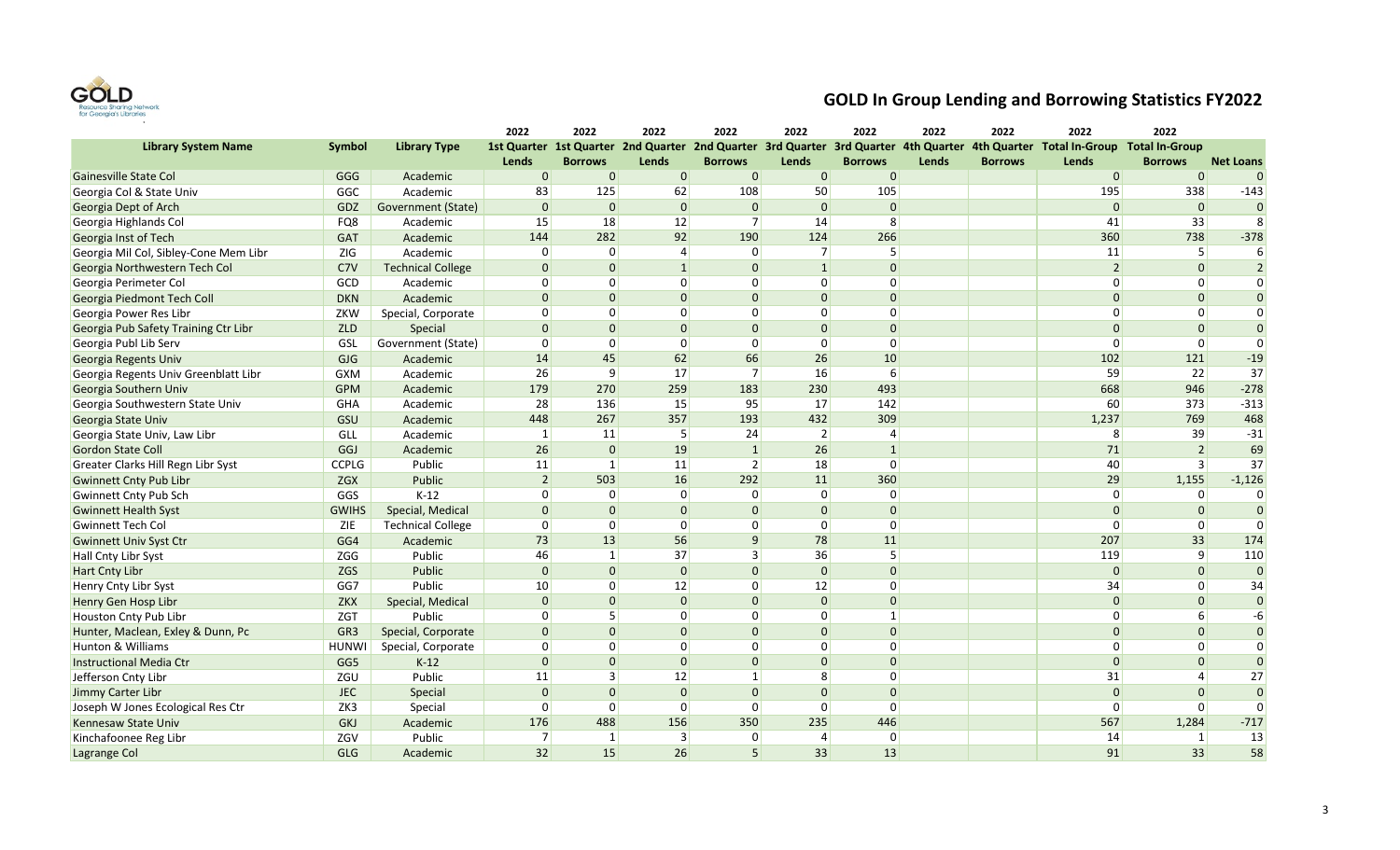# GOLD In Group Lending and Borrowing Statistics FY2022

| Library System Name | Symbol | Library Type | 2022 1st Quarter Lends | 2022 1st Quarter Borrows | 2022 2nd Quarter Lends | 2022 2nd Quarter Borrows | 2022 3rd Quarter Lends | 2022 3rd Quarter Borrows | 2022 4th Quarter Lends | 2022 4th Quarter Borrows | 2022 Total In-Group Lends | 2022 Total In-Group Borrows | Net Loans |
|---|---|---|---|---|---|---|---|---|---|---|---|---|---|
| Gainesville State Col | GGG | Academic | 0 | 0 | 0 | 0 | 0 | 0 | | | 0 | 0 | 0 |
| Georgia Col & State Univ | GGC | Academic | 83 | 125 | 62 | 108 | 50 | 105 | | | 195 | 338 | -143 |
| Georgia Dept of Arch | GDZ | Government (State) | 0 | 0 | 0 | 0 | 0 | 0 | | | 0 | 0 | 0 |
| Georgia Highlands Col | FQ8 | Academic | 15 | 18 | 12 | 7 | 14 | 8 | | | 41 | 33 | 8 |
| Georgia Inst of Tech | GAT | Academic | 144 | 282 | 92 | 190 | 124 | 266 | | | 360 | 738 | -378 |
| Georgia Mil Col, Sibley-Cone Mem Libr | ZIG | Academic | 0 | 0 | 4 | 0 | 7 | 5 | | | 11 | 5 | 6 |
| Georgia Northwestern Tech Col | C7V | Technical College | 0 | 0 | 1 | 0 | 1 | 0 | | | 2 | 0 | 2 |
| Georgia Perimeter Col | GCD | Academic | 0 | 0 | 0 | 0 | 0 | 0 | | | 0 | 0 | 0 |
| Georgia Piedmont Tech Coll | DKN | Academic | 0 | 0 | 0 | 0 | 0 | 0 | | | 0 | 0 | 0 |
| Georgia Power Res Libr | ZKW | Special, Corporate | 0 | 0 | 0 | 0 | 0 | 0 | | | 0 | 0 | 0 |
| Georgia Pub Safety Training Ctr Libr | ZLD | Special | 0 | 0 | 0 | 0 | 0 | 0 | | | 0 | 0 | 0 |
| Georgia Publ Lib Serv | GSL | Government (State) | 0 | 0 | 0 | 0 | 0 | 0 | | | 0 | 0 | 0 |
| Georgia Regents Univ | GJG | Academic | 14 | 45 | 62 | 66 | 26 | 10 | | | 102 | 121 | -19 |
| Georgia Regents Univ Greenblatt Libr | GXM | Academic | 26 | 9 | 17 | 7 | 16 | 6 | | | 59 | 22 | 37 |
| Georgia Southern Univ | GPM | Academic | 179 | 270 | 259 | 183 | 230 | 493 | | | 668 | 946 | -278 |
| Georgia Southwestern State Univ | GHA | Academic | 28 | 136 | 15 | 95 | 17 | 142 | | | 60 | 373 | -313 |
| Georgia State Univ | GSU | Academic | 448 | 267 | 357 | 193 | 432 | 309 | | | 1,237 | 769 | 468 |
| Georgia State Univ, Law Libr | GLL | Academic | 1 | 11 | 5 | 24 | 2 | 4 | | | 8 | 39 | -31 |
| Gordon State Coll | GGJ | Academic | 26 | 0 | 19 | 1 | 26 | 1 | | | 71 | 2 | 69 |
| Greater Clarks Hill Regn Libr Syst | CCPLG | Public | 11 | 1 | 11 | 2 | 18 | 0 | | | 40 | 3 | 37 |
| Gwinnett Cnty Pub Libr | ZGX | Public | 2 | 503 | 16 | 292 | 11 | 360 | | | 29 | 1,155 | -1,126 |
| Gwinnett Cnty Pub Sch | GGS | K-12 | 0 | 0 | 0 | 0 | 0 | 0 | | | 0 | 0 | 0 |
| Gwinnett Health Syst | GWIHS | Special, Medical | 0 | 0 | 0 | 0 | 0 | 0 | | | 0 | 0 | 0 |
| Gwinnett Tech Col | ZIE | Technical College | 0 | 0 | 0 | 0 | 0 | 0 | | | 0 | 0 | 0 |
| Gwinnett Univ Syst Ctr | GG4 | Academic | 73 | 13 | 56 | 9 | 78 | 11 | | | 207 | 33 | 174 |
| Hall Cnty Libr Syst | ZGG | Public | 46 | 1 | 37 | 3 | 36 | 5 | | | 119 | 9 | 110 |
| Hart Cnty Libr | ZGS | Public | 0 | 0 | 0 | 0 | 0 | 0 | | | 0 | 0 | 0 |
| Henry Cnty Libr Syst | GG7 | Public | 10 | 0 | 12 | 0 | 12 | 0 | | | 34 | 0 | 34 |
| Henry Gen Hosp Libr | ZKX | Special, Medical | 0 | 0 | 0 | 0 | 0 | 0 | | | 0 | 0 | 0 |
| Houston Cnty Pub Libr | ZGT | Public | 0 | 5 | 0 | 0 | 0 | 1 | | | 0 | 6 | -6 |
| Hunter, Maclean, Exley & Dunn, Pc | GR3 | Special, Corporate | 0 | 0 | 0 | 0 | 0 | 0 | | | 0 | 0 | 0 |
| Hunton & Williams | HUNWI | Special, Corporate | 0 | 0 | 0 | 0 | 0 | 0 | | | 0 | 0 | 0 |
| Instructional Media Ctr | GG5 | K-12 | 0 | 0 | 0 | 0 | 0 | 0 | | | 0 | 0 | 0 |
| Jefferson Cnty Libr | ZGU | Public | 11 | 3 | 12 | 1 | 8 | 0 | | | 31 | 4 | 27 |
| Jimmy Carter Libr | JEC | Special | 0 | 0 | 0 | 0 | 0 | 0 | | | 0 | 0 | 0 |
| Joseph W Jones Ecological Res Ctr | ZK3 | Special | 0 | 0 | 0 | 0 | 0 | 0 | | | 0 | 0 | 0 |
| Kennesaw State Univ | GKJ | Academic | 176 | 488 | 156 | 350 | 235 | 446 | | | 567 | 1,284 | -717 |
| Kinchafoonee Reg Libr | ZGV | Public | 7 | 1 | 3 | 0 | 4 | 0 | | | 14 | 1 | 13 |
| Lagrange Col | GLG | Academic | 32 | 15 | 26 | 5 | 33 | 13 | | | 91 | 33 | 58 |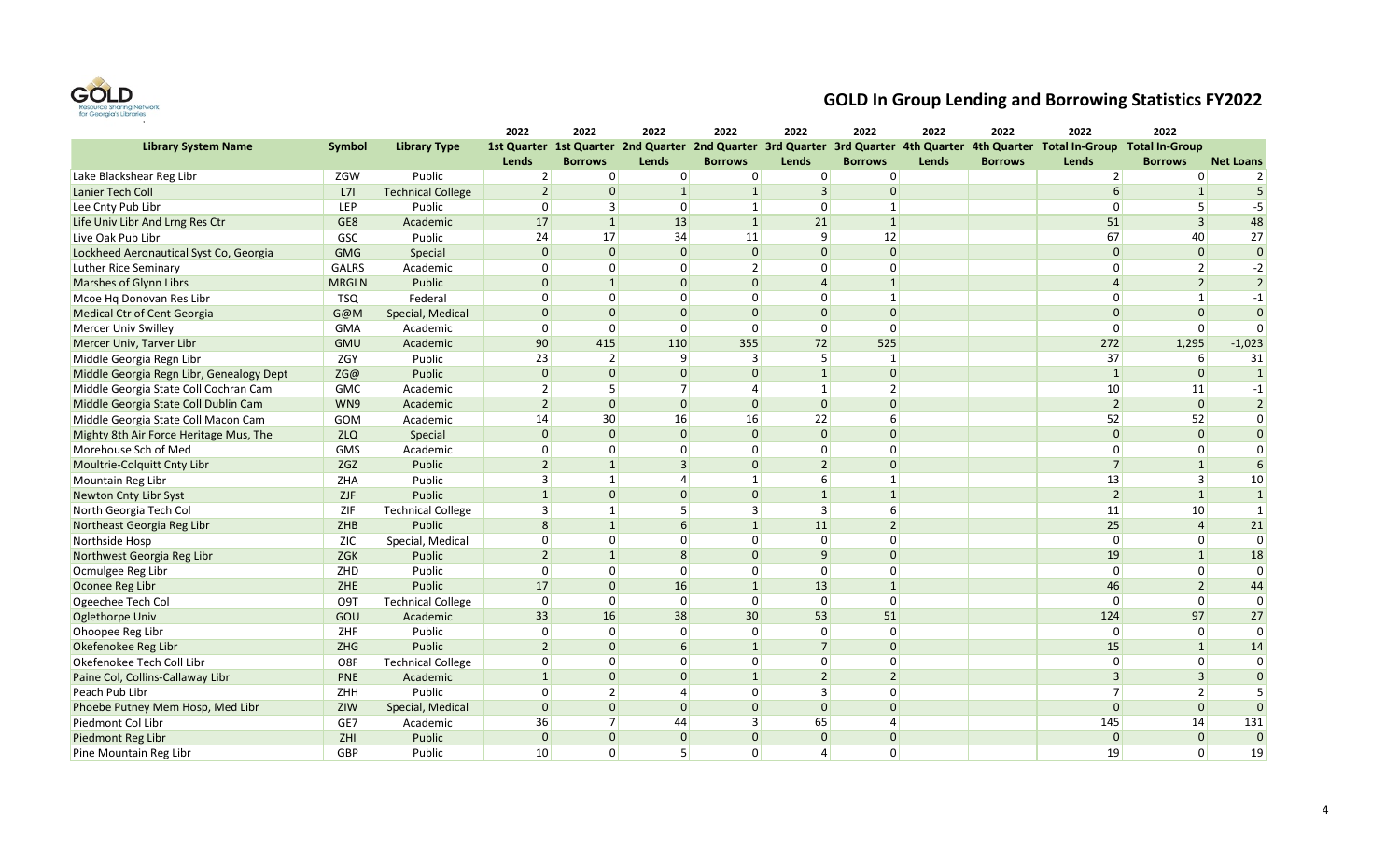# GOLD In Group Lending and Borrowing Statistics FY2022

| Library System Name | Symbol | Library Type | 2022 1st Quarter Lends | 2022 1st Quarter Borrows | 2022 2nd Quarter Lends | 2022 2nd Quarter Borrows | 2022 3rd Quarter Lends | 2022 3rd Quarter Borrows | 2022 4th Quarter Lends | 2022 4th Quarter Borrows | 2022 Total In-Group Lends | 2022 Total In-Group Borrows | Net Loans |
|---|---|---|---|---|---|---|---|---|---|---|---|---|---|
| Lake Blackshear Reg Libr | ZGW | Public | 2 | 0 | 0 | 0 | 0 | 0 | | | 2 | 0 | 2 |
| Lanier Tech Coll | L7I | Technical College | 2 | 0 | 1 | 1 | 3 | 0 | | | 6 | 1 | 5 |
| Lee Cnty Pub Libr | LEP | Public | 0 | 3 | 0 | 1 | 0 | 1 | | | 0 | 5 | -5 |
| Life Univ Libr And Lrng Res Ctr | GE8 | Academic | 17 | 1 | 13 | 1 | 21 | 1 | | | 51 | 3 | 48 |
| Live Oak Pub Libr | GSC | Public | 24 | 17 | 34 | 11 | 9 | 12 | | | 67 | 40 | 27 |
| Lockheed Aeronautical Syst Co, Georgia | GMG | Special | 0 | 0 | 0 | 0 | 0 | 0 | | | 0 | 0 | 0 |
| Luther Rice Seminary | GALRS | Academic | 0 | 0 | 0 | 2 | 0 | 0 | | | 0 | 2 | -2 |
| Marshes of Glynn Librs | MRGLN | Public | 0 | 1 | 0 | 0 | 4 | 1 | | | 4 | 2 | 2 |
| Mcoe Hq Donovan Res Libr | TSQ | Federal | 0 | 0 | 0 | 0 | 0 | 1 | | | 0 | 1 | -1 |
| Medical Ctr of Cent Georgia | G@M | Special, Medical | 0 | 0 | 0 | 0 | 0 | 0 | | | 0 | 0 | 0 |
| Mercer Univ Swilley | GMA | Academic | 0 | 0 | 0 | 0 | 0 | 0 | | | 0 | 0 | 0 |
| Mercer Univ, Tarver Libr | GMU | Academic | 90 | 415 | 110 | 355 | 72 | 525 | | | 272 | 1,295 | -1,023 |
| Middle Georgia Regn Libr | ZGY | Public | 23 | 2 | 9 | 3 | 5 | 1 | | | 37 | 6 | 31 |
| Middle Georgia Regn Libr, Genealogy Dept | ZG@ | Public | 0 | 0 | 0 | 0 | 1 | 0 | | | 1 | 0 | 1 |
| Middle Georgia State Coll Cochran Cam | GMC | Academic | 2 | 5 | 7 | 4 | 1 | 2 | | | 10 | 11 | -1 |
| Middle Georgia State Coll Dublin Cam | WN9 | Academic | 2 | 0 | 0 | 0 | 0 | 0 | | | 2 | 0 | 2 |
| Middle Georgia State Coll Macon Cam | GOM | Academic | 14 | 30 | 16 | 16 | 22 | 6 | | | 52 | 52 | 0 |
| Mighty 8th Air Force Heritage Mus, The | ZLQ | Special | 0 | 0 | 0 | 0 | 0 | 0 | | | 0 | 0 | 0 |
| Morehouse Sch of Med | GMS | Academic | 0 | 0 | 0 | 0 | 0 | 0 | | | 0 | 0 | 0 |
| Moultrie-Colquitt Cnty Libr | ZGZ | Public | 2 | 1 | 3 | 0 | 2 | 0 | | | 7 | 1 | 6 |
| Mountain Reg Libr | ZHA | Public | 3 | 1 | 4 | 1 | 6 | 1 | | | 13 | 3 | 10 |
| Newton Cnty Libr Syst | ZJF | Public | 1 | 0 | 0 | 0 | 1 | 1 | | | 2 | 1 | 1 |
| North Georgia Tech Col | ZIF | Technical College | 3 | 1 | 5 | 3 | 3 | 6 | | | 11 | 10 | 1 |
| Northeast Georgia Reg Libr | ZHB | Public | 8 | 1 | 6 | 1 | 11 | 2 | | | 25 | 4 | 21 |
| Northside Hosp | ZIC | Special, Medical | 0 | 0 | 0 | 0 | 0 | 0 | | | 0 | 0 | 0 |
| Northwest Georgia Reg Libr | ZGK | Public | 2 | 1 | 8 | 0 | 9 | 0 | | | 19 | 1 | 18 |
| Ocmulgee Reg Libr | ZHD | Public | 0 | 0 | 0 | 0 | 0 | 0 | | | 0 | 0 | 0 |
| Oconee Reg Libr | ZHE | Public | 17 | 0 | 16 | 1 | 13 | 1 | | | 46 | 2 | 44 |
| Ogeechee Tech Col | O9T | Technical College | 0 | 0 | 0 | 0 | 0 | 0 | | | 0 | 0 | 0 |
| Oglethorpe Univ | GOU | Academic | 33 | 16 | 38 | 30 | 53 | 51 | | | 124 | 97 | 27 |
| Ohoopee Reg Libr | ZHF | Public | 0 | 0 | 0 | 0 | 0 | 0 | | | 0 | 0 | 0 |
| Okefenokee Reg Libr | ZHG | Public | 2 | 0 | 6 | 1 | 7 | 0 | | | 15 | 1 | 14 |
| Okefenokee Tech Coll Libr | O8F | Technical College | 0 | 0 | 0 | 0 | 0 | 0 | | | 0 | 0 | 0 |
| Paine Col, Collins-Callaway Libr | PNE | Academic | 1 | 0 | 0 | 1 | 2 | 2 | | | 3 | 3 | 0 |
| Peach Pub Libr | ZHH | Public | 0 | 2 | 4 | 0 | 3 | 0 | | | 7 | 2 | 5 |
| Phoebe Putney Mem Hosp, Med Libr | ZIW | Special, Medical | 0 | 0 | 0 | 0 | 0 | 0 | | | 0 | 0 | 0 |
| Piedmont Col Libr | GE7 | Academic | 36 | 7 | 44 | 3 | 65 | 4 | | | 145 | 14 | 131 |
| Piedmont Reg Libr | ZHI | Public | 0 | 0 | 0 | 0 | 0 | 0 | | | 0 | 0 | 0 |
| Pine Mountain Reg Libr | GBP | Public | 10 | 0 | 5 | 0 | 4 | 0 | | | 19 | 0 | 19 |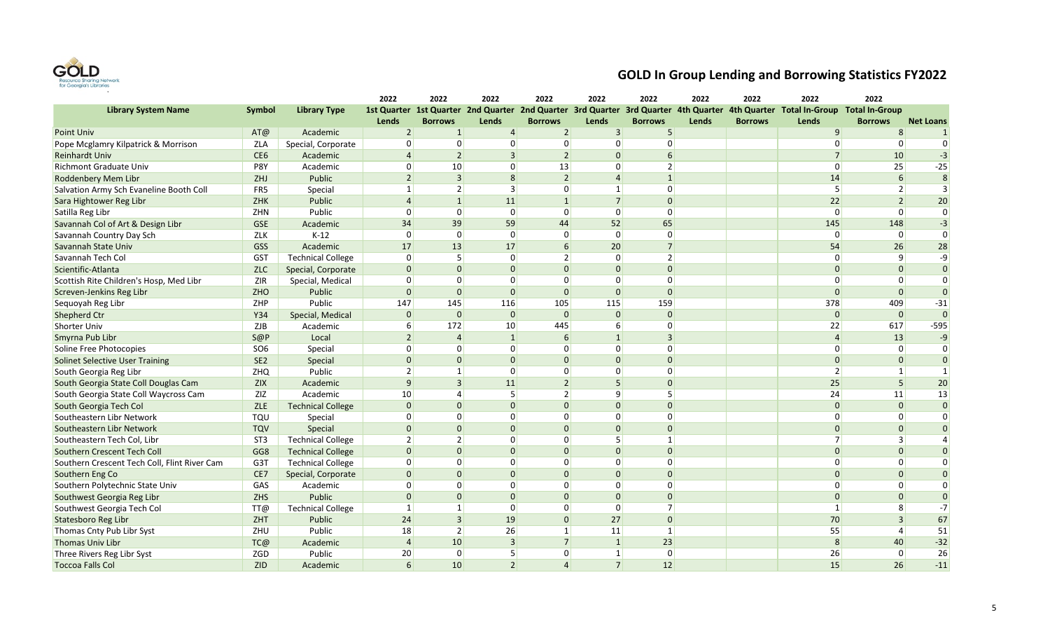# GOLD In Group Lending and Borrowing Statistics FY2022

| Library System Name | Symbol | Library Type | 2022 1st Quarter Lends | 2022 1st Quarter Borrows | 2022 2nd Quarter Lends | 2022 2nd Quarter Borrows | 2022 3rd Quarter Lends | 2022 3rd Quarter Borrows | 2022 4th Quarter Lends | 2022 4th Quarter Borrows | 2022 Total In-Group Lends | 2022 Total In-Group Borrows | Net Loans |
|---|---|---|---|---|---|---|---|---|---|---|---|---|---|
| Point Univ | AT@ | Academic | 2 | 1 | 4 | 2 | 3 | 5 | | | 9 | 8 | 1 |
| Pope Mcglamry Kilpatrick & Morrison | ZLA | Special, Corporate | 0 | 0 | 0 | 0 | 0 | 0 | | | 0 | 0 | 0 |
| Reinhardt Univ | CE6 | Academic | 4 | 2 | 3 | 2 | 0 | 6 | | | 7 | 10 | -3 |
| Richmont Graduate Univ | P8Y | Academic | 0 | 10 | 0 | 13 | 0 | 2 | | | 0 | 25 | -25 |
| Roddenbery Mem Libr | ZHJ | Public | 2 | 3 | 8 | 2 | 4 | 1 | | | 14 | 6 | 8 |
| Salvation Army Sch Evaneline Booth Coll | FR5 | Special | 1 | 2 | 3 | 0 | 1 | 0 | | | 5 | 2 | 3 |
| Sara Hightower Reg Libr | ZHK | Public | 4 | 1 | 11 | 1 | 7 | 0 | | | 22 | 2 | 20 |
| Satilla Reg Libr | ZHN | Public | 0 | 0 | 0 | 0 | 0 | 0 | | | 0 | 0 | 0 |
| Savannah Col of Art & Design Libr | GSE | Academic | 34 | 39 | 59 | 44 | 52 | 65 | | | 145 | 148 | -3 |
| Savannah Country Day Sch | ZLK | K-12 | 0 | 0 | 0 | 0 | 0 | 0 | | | 0 | 0 | 0 |
| Savannah State Univ | GSS | Academic | 17 | 13 | 17 | 6 | 20 | 7 | | | 54 | 26 | 28 |
| Savannah Tech Col | GST | Technical College | 0 | 5 | 0 | 2 | 0 | 2 | | | 0 | 9 | -9 |
| Scientific-Atlanta | ZLC | Special, Corporate | 0 | 0 | 0 | 0 | 0 | 0 | | | 0 | 0 | 0 |
| Scottish Rite Children's Hosp, Med Libr | ZIR | Special, Medical | 0 | 0 | 0 | 0 | 0 | 0 | | | 0 | 0 | 0 |
| Screven-Jenkins Reg Libr | ZHO | Public | 0 | 0 | 0 | 0 | 0 | 0 | | | 0 | 0 | 0 |
| Sequoyah Reg Libr | ZHP | Public | 147 | 145 | 116 | 105 | 115 | 159 | | | 378 | 409 | -31 |
| Shepherd Ctr | Y34 | Special, Medical | 0 | 0 | 0 | 0 | 0 | 0 | | | 0 | 0 | 0 |
| Shorter Univ | ZJB | Academic | 6 | 172 | 10 | 445 | 6 | 0 | | | 22 | 617 | -595 |
| Smyrna Pub Libr | S@P | Local | 2 | 4 | 1 | 6 | 1 | 3 | | | 4 | 13 | -9 |
| Soline Free Photocopies | SO6 | Special | 0 | 0 | 0 | 0 | 0 | 0 | | | 0 | 0 | 0 |
| Solinet Selective User Training | SE2 | Special | 0 | 0 | 0 | 0 | 0 | 0 | | | 0 | 0 | 0 |
| South Georgia Reg Libr | ZHQ | Public | 2 | 1 | 0 | 0 | 0 | 0 | | | 2 | 1 | 1 |
| South Georgia State Coll Douglas Cam | ZIX | Academic | 9 | 3 | 11 | 2 | 5 | 0 | | | 25 | 5 | 20 |
| South Georgia State Coll Waycross Cam | ZIZ | Academic | 10 | 4 | 5 | 2 | 9 | 5 | | | 24 | 11 | 13 |
| South Georgia Tech Col | ZLE | Technical College | 0 | 0 | 0 | 0 | 0 | 0 | | | 0 | 0 | 0 |
| Southeastern Libr Network | TQU | Special | 0 | 0 | 0 | 0 | 0 | 0 | | | 0 | 0 | 0 |
| Southeastern Libr Network | TQV | Special | 0 | 0 | 0 | 0 | 0 | 0 | | | 0 | 0 | 0 |
| Southeastern Tech Col, Libr | ST3 | Technical College | 2 | 2 | 0 | 0 | 5 | 1 | | | 7 | 3 | 4 |
| Southern Crescent Tech Coll | GG8 | Technical College | 0 | 0 | 0 | 0 | 0 | 0 | | | 0 | 0 | 0 |
| Southern Crescent Tech Coll, Flint River Cam | G3T | Technical College | 0 | 0 | 0 | 0 | 0 | 0 | | | 0 | 0 | 0 |
| Southern Eng Co | CE7 | Special, Corporate | 0 | 0 | 0 | 0 | 0 | 0 | | | 0 | 0 | 0 |
| Southern Polytechnic State Univ | GAS | Academic | 0 | 0 | 0 | 0 | 0 | 0 | | | 0 | 0 | 0 |
| Southwest Georgia Reg Libr | ZHS | Public | 0 | 0 | 0 | 0 | 0 | 0 | | | 0 | 0 | 0 |
| Southwest Georgia Tech Col | TT@ | Technical College | 1 | 1 | 0 | 0 | 0 | 7 | | | 1 | 8 | -7 |
| Statesboro Reg Libr | ZHT | Public | 24 | 3 | 19 | 0 | 27 | 0 | | | 70 | 3 | 67 |
| Thomas Cnty Pub Libr Syst | ZHU | Public | 18 | 2 | 26 | 1 | 11 | 1 | | | 55 | 4 | 51 |
| Thomas Univ Libr | TC@ | Academic | 4 | 10 | 3 | 7 | 1 | 23 | | | 8 | 40 | -32 |
| Three Rivers Reg Libr Syst | ZGD | Public | 20 | 0 | 5 | 0 | 1 | 0 | | | 26 | 0 | 26 |
| Toccoa Falls Col | ZID | Academic | 6 | 10 | 2 | 4 | 7 | 12 | | | 15 | 26 | -11 |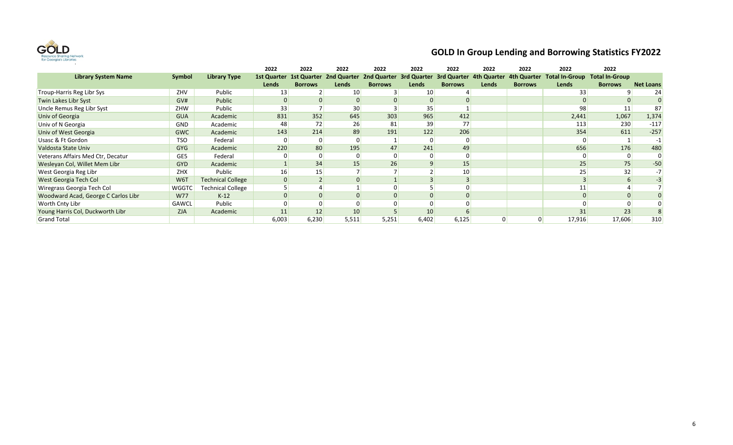## GOLD In Group Lending and Borrowing Statistics FY2022

| Library System Name | Symbol | Library Type | 2022 1st Quarter Lends | 2022 1st Quarter Borrows | 2022 2nd Quarter Lends | 2022 2nd Quarter Borrows | 2022 3rd Quarter Lends | 2022 3rd Quarter Borrows | 2022 4th Quarter Lends | 2022 4th Quarter Borrows | 2022 Total In-Group Lends | 2022 Total In-Group Borrows | Net Loans |
|---|---|---|---|---|---|---|---|---|---|---|---|---|---|
| Troup-Harris Reg Libr Sys | ZHV | Public | 13 | 2 | 10 | 3 | 10 | 4 | | | 33 | 9 | 24 |
| Twin Lakes Libr Syst | GV# | Public | 0 | 0 | 0 | 0 | 0 | 0 | | | 0 | 0 | 0 |
| Uncle Remus Reg Libr Syst | ZHW | Public | 33 | 7 | 30 | 3 | 35 | 1 | | | 98 | 11 | 87 |
| Univ of Georgia | GUA | Academic | 831 | 352 | 645 | 303 | 965 | 412 | | | 2,441 | 1,067 | 1,374 |
| Univ of N Georgia | GND | Academic | 48 | 72 | 26 | 81 | 39 | 77 | | | 113 | 230 | -117 |
| Univ of West Georgia | GWC | Academic | 143 | 214 | 89 | 191 | 122 | 206 | | | 354 | 611 | -257 |
| Usasc & Ft Gordon | TSO | Federal | 0 | 0 | 0 | 1 | 0 | 0 | | | 0 | 1 | -1 |
| Valdosta State Univ | GYG | Academic | 220 | 80 | 195 | 47 | 241 | 49 | | | 656 | 176 | 480 |
| Veterans Affairs Med Ctr, Decatur | GE5 | Federal | 0 | 0 | 0 | 0 | 0 | 0 | | | 0 | 0 | 0 |
| Wesleyan Col, Willet Mem Libr | GYD | Academic | 1 | 34 | 15 | 26 | 9 | 15 | | | 25 | 75 | -50 |
| West Georgia Reg Libr | ZHX | Public | 16 | 15 | 7 | 7 | 2 | 10 | | | 25 | 32 | -7 |
| West Georgia Tech Col | W6T | Technical College | 0 | 2 | 0 | 1 | 3 | 3 | | | 3 | 6 | -3 |
| Wiregrass Georgia Tech Col | WGGTC | Technical College | 5 | 4 | 1 | 0 | 5 | 0 | | | 11 | 4 | 7 |
| Woodward Acad, George C Carlos Libr | W77 | K-12 | 0 | 0 | 0 | 0 | 0 | 0 | | | 0 | 0 | 0 |
| Worth Cnty Libr | GAWCL | Public | 0 | 0 | 0 | 0 | 0 | 0 | | | 0 | 0 | 0 |
| Young Harris Col, Duckworth Libr | ZJA | Academic | 11 | 12 | 10 | 5 | 10 | 6 | | | 31 | 23 | 8 |
| Grand Total | | | 6,003 | 6,230 | 5,511 | 5,251 | 6,402 | 6,125 | 0 | 0 | 17,916 | 17,606 | 310 |